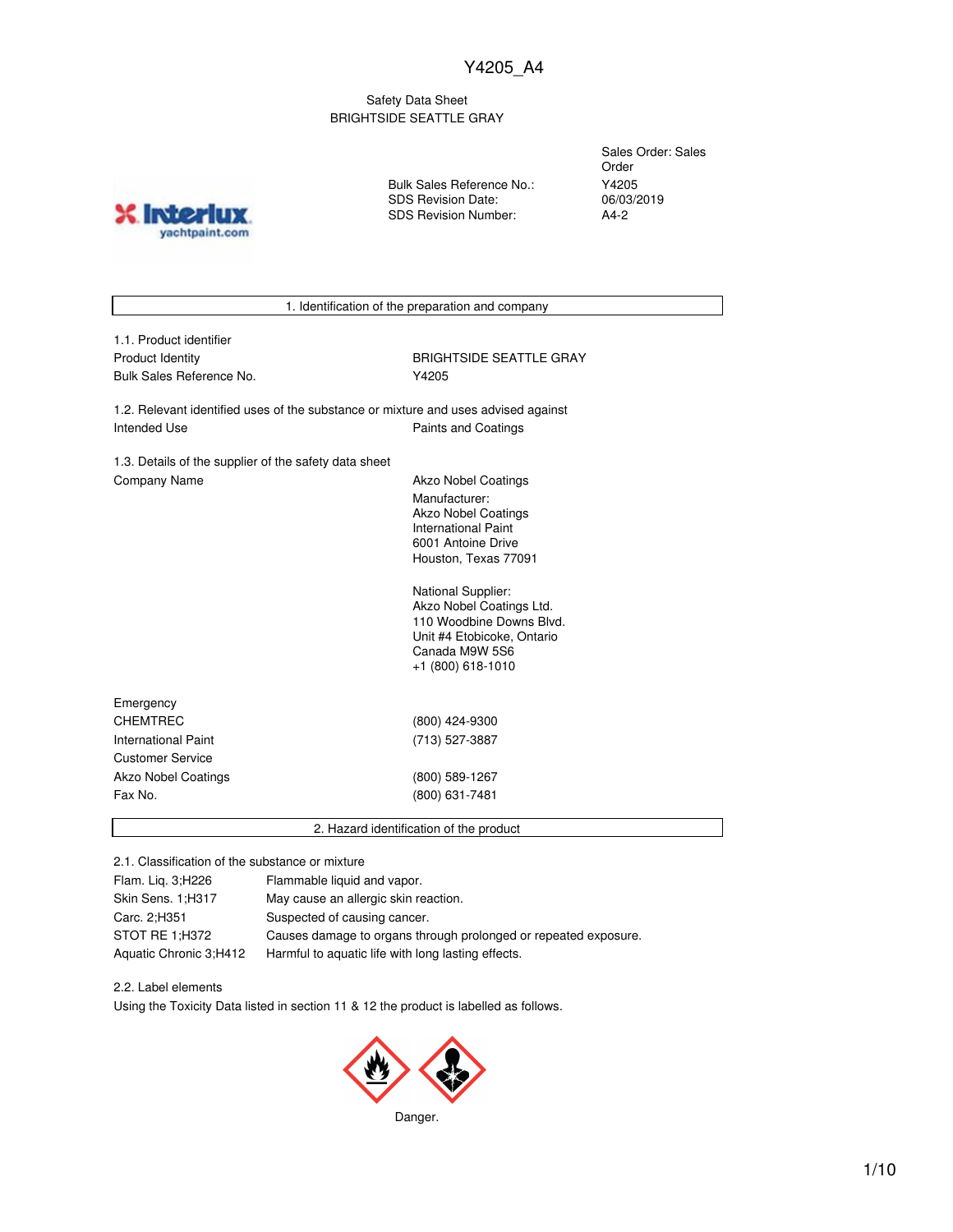Y4205_A4

Safety Data Sheet
BRIGHTSIDE SEATTLE GRAY

| | |
|---|---|
| | Sales Order: Sales Order |
| Bulk Sales Reference No.: | Y4205 |
| SDS Revision Date: | 06/03/2019 |
| SDS Revision Number: | A4-2 |

## 1. Identification of the preparation and company

1.1. Product identifier

| | |
|---|---|
| Product Identity | BRIGHTSIDE SEATTLE GRAY |
| Bulk Sales Reference No. | Y4205 |

1.2. Relevant identified uses of the substance or mixture and uses advised against

| | |
|---|---|
| Intended Use | Paints and Coatings |

1.3. Details of the supplier of the safety data sheet

Company Name

Akzo Nobel Coatings

Manufacturer:
Akzo Nobel Coatings
International Paint
6001 Antoine Drive
Houston, Texas 77091

National Supplier:
Akzo Nobel Coatings Ltd.
110 Woodbine Downs Blvd.
Unit #4 Etobicoke, Ontario
Canada M9W 5S6
+1 (800) 618-1010

| Emergency | |
|---|---|
| CHEMTREC | (800) 424-9300 |
| International Paint | (713) 527-3887 |
| Customer Service | |
| Akzo Nobel Coatings | (800) 589-1267 |
| Fax No. | (800) 631-7481 |

## 2. Hazard identification of the product

2.1. Classification of the substance or mixture

| | |
|---|---|
| Flam. Liq. 3;H226 | Flammable liquid and vapor. |
| Skin Sens. 1;H317 | May cause an allergic skin reaction. |
| Carc. 2;H351 | Suspected of causing cancer. |
| STOT RE 1;H372 | Causes damage to organs through prolonged or repeated exposure. |
| Aquatic Chronic 3;H412 | Harmful to aquatic life with long lasting effects. |

2.2. Label elements

Using the Toxicity Data listed in section 11 & 12 the product is labelled as follows.

Danger.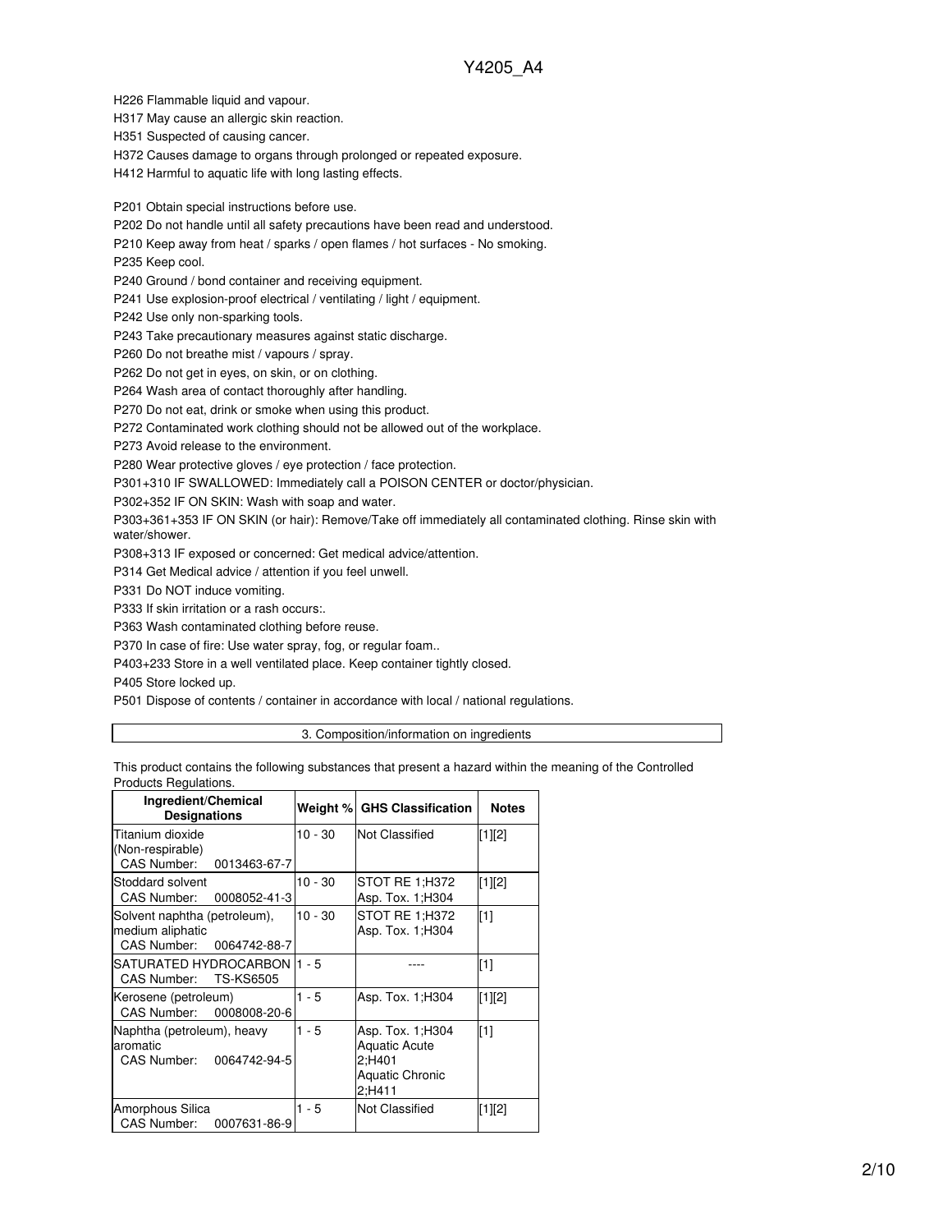H226 Flammable liquid and vapour.
H317 May cause an allergic skin reaction.
H351 Suspected of causing cancer.
H372 Causes damage to organs through prolonged or repeated exposure.
H412 Harmful to aquatic life with long lasting effects.

P201 Obtain special instructions before use.
P202 Do not handle until all safety precautions have been read and understood.
P210 Keep away from heat / sparks / open flames / hot surfaces - No smoking.
P235 Keep cool.
P240 Ground / bond container and receiving equipment.
P241 Use explosion-proof electrical / ventilating / light / equipment.
P242 Use only non-sparking tools.
P243 Take precautionary measures against static discharge.
P260 Do not breathe mist / vapours / spray.
P262 Do not get in eyes, on skin, or on clothing.
P264 Wash area of contact thoroughly after handling.
P270 Do not eat, drink or smoke when using this product.
P272 Contaminated work clothing should not be allowed out of the workplace.
P273 Avoid release to the environment.
P280 Wear protective gloves / eye protection / face protection.
P301+310 IF SWALLOWED: Immediately call a POISON CENTER or doctor/physician.
P302+352 IF ON SKIN: Wash with soap and water.
P303+361+353 IF ON SKIN (or hair): Remove/Take off immediately all contaminated clothing. Rinse skin with water/shower.
P308+313 IF exposed or concerned: Get medical advice/attention.
P314 Get Medical advice / attention if you feel unwell.
P331 Do NOT induce vomiting.
P333 If skin irritation or a rash occurs:.
P363 Wash contaminated clothing before reuse.
P370 In case of fire: Use water spray, fog, or regular foam..
P403+233 Store in a well ventilated place. Keep container tightly closed.
P405 Store locked up.
P501 Dispose of contents / container in accordance with local / national regulations.

## 3. Composition/information on ingredients

This product contains the following substances that present a hazard within the meaning of the Controlled Products Regulations.

| Ingredient/Chemical Designations | Weight % | GHS Classification | Notes |
|---|---|---|---|
| Titanium dioxide (Non-respirable) CAS Number: 0013463-67-7 | 10 - 30 | Not Classified | [1][2] |
| Stoddard solvent CAS Number: 0008052-41-3 | 10 - 30 | STOT RE 1;H372 Asp. Tox. 1;H304 | [1][2] |
| Solvent naphtha (petroleum), medium aliphatic CAS Number: 0064742-88-7 | 10 - 30 | STOT RE 1;H372 Asp. Tox. 1;H304 | [1] |
| SATURATED HYDROCARBON CAS Number: TS-KS6505 | 1 - 5 | ---- | [1] |
| Kerosene (petroleum) CAS Number: 0008008-20-6 | 1 - 5 | Asp. Tox. 1;H304 | [1][2] |
| Naphtha (petroleum), heavy aromatic CAS Number: 0064742-94-5 | 1 - 5 | Asp. Tox. 1;H304 Aquatic Acute 2;H401 Aquatic Chronic 2;H411 | [1] |
| Amorphous Silica CAS Number: 0007631-86-9 | 1 - 5 | Not Classified | [1][2] |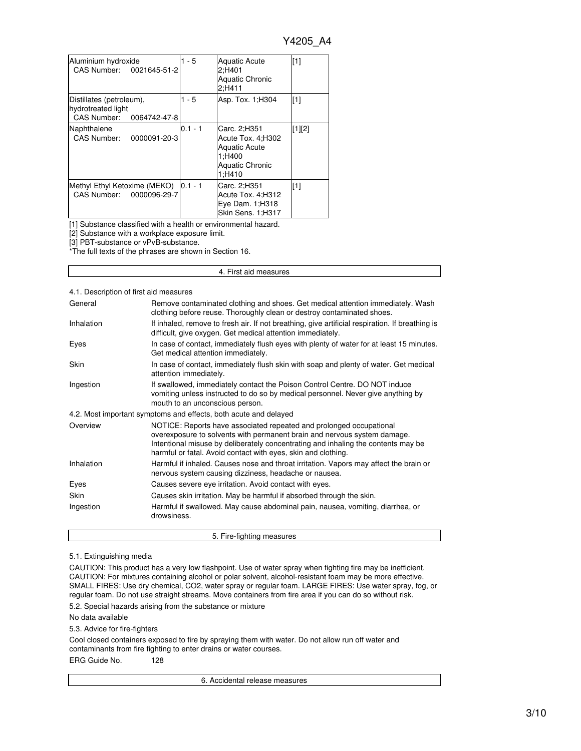| | | | |
|---|---|---|---|
| Aluminium hydroxide<br>CAS Number: 0021645-51-2 | 1 - 5 | Aquatic Acute 2;H401<br>Aquatic Chronic 2;H411 | [1] |
| Distillates (petroleum), hydrotreated light<br>CAS Number: 0064742-47-8 | 1 - 5 | Asp. Tox. 1;H304 | [1] |
| Naphthalene<br>CAS Number: 0000091-20-3 | 0.1 - 1 | Carc. 2;H351<br>Acute Tox. 4;H302<br>Aquatic Acute 1;H400<br>Aquatic Chronic 1;H410 | [1][2] |
| Methyl Ethyl Ketoxime (MEKO)<br>CAS Number: 0000096-29-7 | 0.1 - 1 | Carc. 2;H351<br>Acute Tox. 4;H312<br>Eye Dam. 1;H318<br>Skin Sens. 1;H317 | [1] |

[1] Substance classified with a health or environmental hazard.
[2] Substance with a workplace exposure limit.
[3] PBT-substance or vPvB-substance.
*The full texts of the phrases are shown in Section 16.

## 4. First aid measures

4.1. Description of first aid measures

| | |
|---|---|
| General | Remove contaminated clothing and shoes. Get medical attention immediately. Wash clothing before reuse. Thoroughly clean or destroy contaminated shoes. |
| Inhalation | If inhaled, remove to fresh air. If not breathing, give artificial respiration. If breathing is difficult, give oxygen. Get medical attention immediately. |
| Eyes | In case of contact, immediately flush eyes with plenty of water for at least 15 minutes. Get medical attention immediately. |
| Skin | In case of contact, immediately flush skin with soap and plenty of water. Get medical attention immediately. |
| Ingestion | If swallowed, immediately contact the Poison Control Centre. DO NOT induce vomiting unless instructed to do so by medical personnel. Never give anything by mouth to an unconscious person. |

4.2. Most important symptoms and effects, both acute and delayed

| | |
|---|---|
| Overview | NOTICE: Reports have associated repeated and prolonged occupational overexposure to solvents with permanent brain and nervous system damage. Intentional misuse by deliberately concentrating and inhaling the contents may be harmful or fatal. Avoid contact with eyes, skin and clothing. |
| Inhalation | Harmful if inhaled. Causes nose and throat irritation. Vapors may affect the brain or nervous system causing dizziness, headache or nausea. |
| Eyes | Causes severe eye irritation. Avoid contact with eyes. |
| Skin | Causes skin irritation. May be harmful if absorbed through the skin. |
| Ingestion | Harmful if swallowed. May cause abdominal pain, nausea, vomiting, diarrhea, or drowsiness. |

## 5. Fire-fighting measures

5.1. Extinguishing media

CAUTION: This product has a very low flashpoint. Use of water spray when fighting fire may be inefficient.
CAUTION: For mixtures containing alcohol or polar solvent, alcohol-resistant foam may be more effective.
SMALL FIRES: Use dry chemical, CO2, water spray or regular foam. LARGE FIRES: Use water spray, fog, or regular foam. Do not use straight streams. Move containers from fire area if you can do so without risk.

5.2. Special hazards arising from the substance or mixture

No data available

5.3. Advice for fire-fighters

Cool closed containers exposed to fire by spraying them with water. Do not allow run off water and contaminants from fire fighting to enter drains or water courses.

ERG Guide No. 128

## 6. Accidental release measures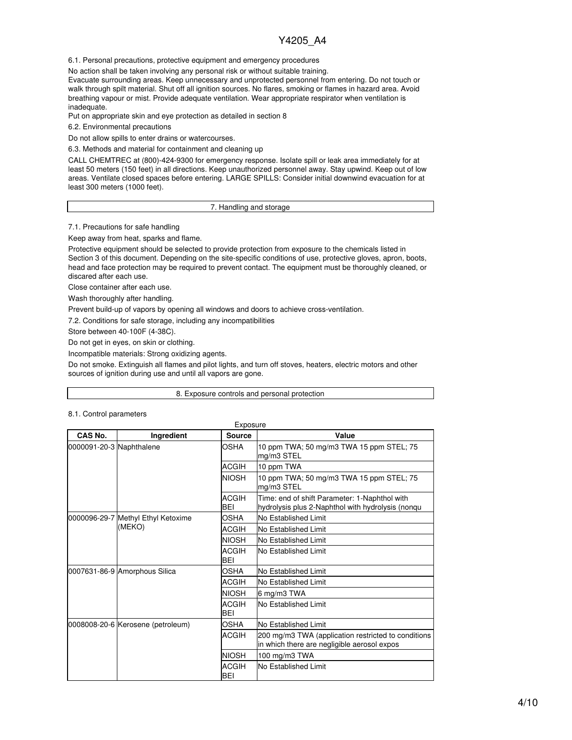6.1. Personal precautions, protective equipment and emergency procedures

No action shall be taken involving any personal risk or without suitable training.

Evacuate surrounding areas. Keep unnecessary and unprotected personnel from entering. Do not touch or walk through spilt material. Shut off all ignition sources. No flares, smoking or flames in hazard area. Avoid breathing vapour or mist. Provide adequate ventilation. Wear appropriate respirator when ventilation is inadequate.

Put on appropriate skin and eye protection as detailed in section 8

6.2. Environmental precautions

Do not allow spills to enter drains or watercourses.

6.3. Methods and material for containment and cleaning up

CALL CHEMTREC at (800)-424-9300 for emergency response. Isolate spill or leak area immediately for at least 50 meters (150 feet) in all directions. Keep unauthorized personnel away. Stay upwind. Keep out of low areas. Ventilate closed spaces before entering. LARGE SPILLS: Consider initial downwind evacuation for at least 300 meters (1000 feet).

## 7. Handling and storage

7.1. Precautions for safe handling

Keep away from heat, sparks and flame.

Protective equipment should be selected to provide protection from exposure to the chemicals listed in Section 3 of this document. Depending on the site-specific conditions of use, protective gloves, apron, boots, head and face protection may be required to prevent contact. The equipment must be thoroughly cleaned, or discarded after each use.

Close container after each use.

Wash thoroughly after handling.

Prevent build-up of vapors by opening all windows and doors to achieve cross-ventilation.

7.2. Conditions for safe storage, including any incompatibilities

Store between 40-100F (4-38C).

Do not get in eyes, on skin or clothing.

Incompatible materials: Strong oxidizing agents.

Do not smoke. Extinguish all flames and pilot lights, and turn off stoves, heaters, electric motors and other sources of ignition during use and until all vapors are gone.

## 8. Exposure controls and personal protection

8.1. Control parameters

Exposure

| CAS No. | Ingredient | Source | Value |
|---|---|---|---|
| 0000091-20-3 | Naphthalene | OSHA | 10 ppm TWA; 50 mg/m3 TWA 15 ppm STEL; 75 mg/m3 STEL |
| | | ACGIH | 10 ppm TWA |
| | | NIOSH | 10 ppm TWA; 50 mg/m3 TWA 15 ppm STEL; 75 mg/m3 STEL |
| | | ACGIH BEI | Time: end of shift Parameter: 1-Naphthol with hydrolysis plus 2-Naphthol with hydrolysis (nonqu |
| 0000096-29-7 | Methyl Ethyl Ketoxime (MEKO) | OSHA | No Established Limit |
| | | ACGIH | No Established Limit |
| | | NIOSH | No Established Limit |
| | | ACGIH BEI | No Established Limit |
| 0007631-86-9 | Amorphous Silica | OSHA | No Established Limit |
| | | ACGIH | No Established Limit |
| | | NIOSH | 6 mg/m3 TWA |
| | | ACGIH BEI | No Established Limit |
| 0008008-20-6 | Kerosene (petroleum) | OSHA | No Established Limit |
| | | ACGIH | 200 mg/m3 TWA (application restricted to conditions in which there are negligible aerosol expos |
| | | NIOSH | 100 mg/m3 TWA |
| | | ACGIH BEI | No Established Limit |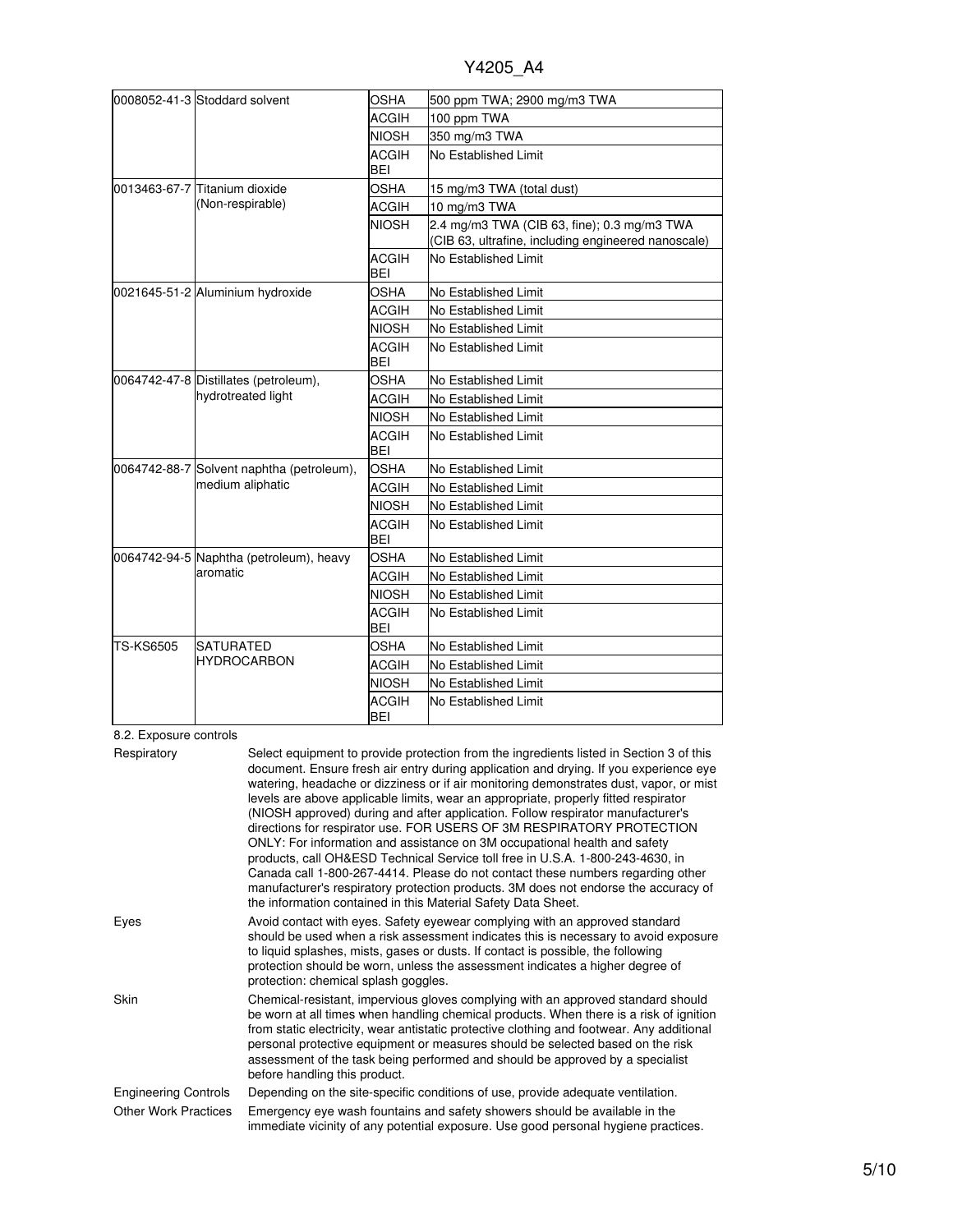| | | | |
|---|---|---|---|
| 0008052-41-3 | Stoddard solvent | OSHA | 500 ppm TWA; 2900 mg/m3 TWA |
| | | ACGIH | 100 ppm TWA |
| | | NIOSH | 350 mg/m3 TWA |
| | | ACGIH BEI | No Established Limit |
| 0013463-67-7 | Titanium dioxide (Non-respirable) | OSHA | 15 mg/m3 TWA (total dust) |
| | | ACGIH | 10 mg/m3 TWA |
| | | NIOSH | 2.4 mg/m3 TWA (CIB 63, fine); 0.3 mg/m3 TWA (CIB 63, ultrafine, including engineered nanoscale) |
| | | ACGIH BEI | No Established Limit |
| 0021645-51-2 | Aluminium hydroxide | OSHA | No Established Limit |
| | | ACGIH | No Established Limit |
| | | NIOSH | No Established Limit |
| | | ACGIH BEI | No Established Limit |
| 0064742-47-8 | Distillates (petroleum), hydrotreated light | OSHA | No Established Limit |
| | | ACGIH | No Established Limit |
| | | NIOSH | No Established Limit |
| | | ACGIH BEI | No Established Limit |
| 0064742-88-7 | Solvent naphtha (petroleum), medium aliphatic | OSHA | No Established Limit |
| | | ACGIH | No Established Limit |
| | | NIOSH | No Established Limit |
| | | ACGIH BEI | No Established Limit |
| 0064742-94-5 | Naphtha (petroleum), heavy aromatic | OSHA | No Established Limit |
| | | ACGIH | No Established Limit |
| | | NIOSH | No Established Limit |
| | | ACGIH BEI | No Established Limit |
| TS-KS6505 | SATURATED HYDROCARBON | OSHA | No Established Limit |
| | | ACGIH | No Established Limit |
| | | NIOSH | No Established Limit |
| | | ACGIH BEI | No Established Limit |

8.2. Exposure controls

**Respiratory** Select equipment to provide protection from the ingredients listed in Section 3 of this document. Ensure fresh air entry during application and drying. If you experience eye watering, headache or dizziness or if air monitoring demonstrates dust, vapor, or mist levels are above applicable limits, wear an appropriate, properly fitted respirator (NIOSH approved) during and after application. Follow respirator manufacturer's directions for respirator use. FOR USERS OF 3M RESPIRATORY PROTECTION ONLY: For information and assistance on 3M occupational health and safety products, call OH&ESD Technical Service toll free in U.S.A. 1-800-243-4630, in Canada call 1-800-267-4414. Please do not contact these numbers regarding other manufacturer's respiratory protection products. 3M does not endorse the accuracy of the information contained in this Material Safety Data Sheet.

**Eyes** Avoid contact with eyes. Safety eyewear complying with an approved standard should be used when a risk assessment indicates this is necessary to avoid exposure to liquid splashes, mists, gases or dusts. If contact is possible, the following protection should be worn, unless the assessment indicates a higher degree of protection: chemical splash goggles.

**Skin** Chemical-resistant, impervious gloves complying with an approved standard should be worn at all times when handling chemical products. When there is a risk of ignition from static electricity, wear antistatic protective clothing and footwear. Any additional personal protective equipment or measures should be selected based on the risk assessment of the task being performed and should be approved by a specialist before handling this product.

**Engineering Controls** Depending on the site-specific conditions of use, provide adequate ventilation.

**Other Work Practices** Emergency eye wash fountains and safety showers should be available in the immediate vicinity of any potential exposure. Use good personal hygiene practices.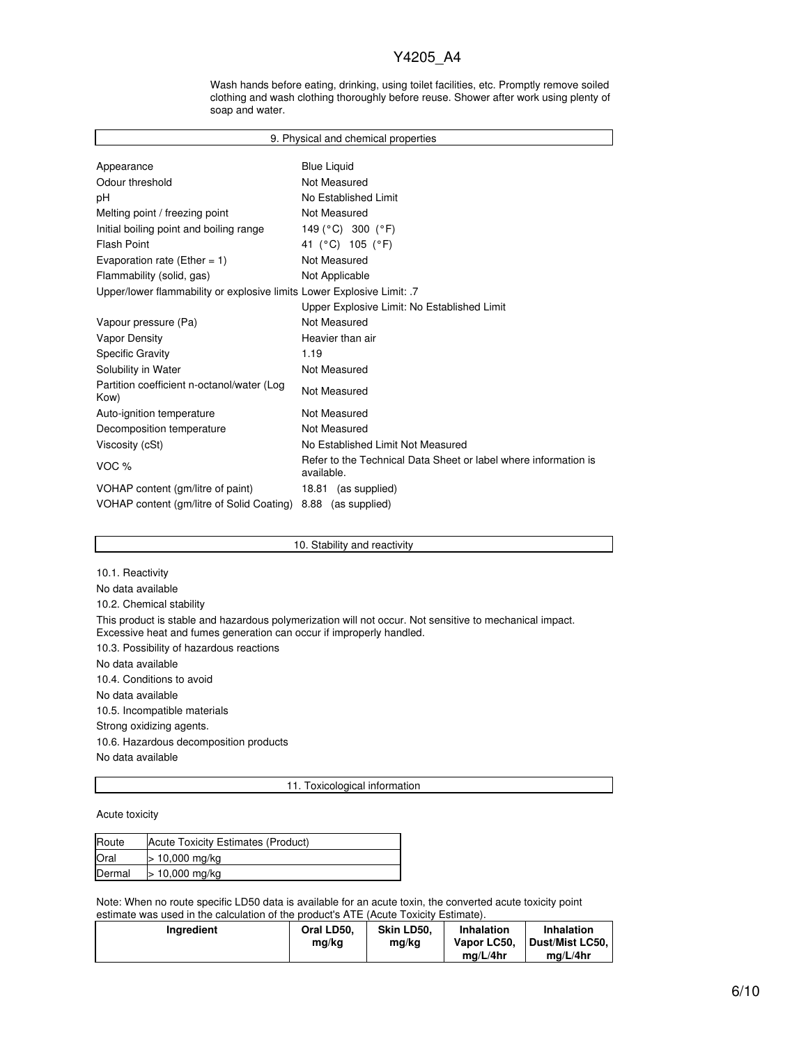Wash hands before eating, drinking, using toilet facilities, etc. Promptly remove soiled clothing and wash clothing thoroughly before reuse. Shower after work using plenty of soap and water.

## 9. Physical and chemical properties

| | |
|---|---|
| Appearance | Blue Liquid |
| Odour threshold | Not Measured |
| pH | No Established Limit |
| Melting point / freezing point | Not Measured |
| Initial boiling point and boiling range | 149 (°C) 300 (°F) |
| Flash Point | 41 (°C) 105 (°F) |
| Evaporation rate (Ether = 1) | Not Measured |
| Flammability (solid, gas) | Not Applicable |
| Upper/lower flammability or explosive limits | Lower Explosive Limit: .7<br>Upper Explosive Limit: No Established Limit |
| Vapour pressure (Pa) | Not Measured |
| Vapor Density | Heavier than air |
| Specific Gravity | 1.19 |
| Solubility in Water | Not Measured |
| Partition coefficient n-octanol/water (Log Kow) | Not Measured |
| Auto-ignition temperature | Not Measured |
| Decomposition temperature | Not Measured |
| Viscosity (cSt) | No Established Limit Not Measured |
| VOC % | Refer to the Technical Data Sheet or label where information is available. |
| VOHAP content (gm/litre of paint) | 18.81 (as supplied) |
| VOHAP content (gm/litre of Solid Coating) | 8.88 (as supplied) |

## 10. Stability and reactivity

10.1. Reactivity

No data available

10.2. Chemical stability

This product is stable and hazardous polymerization will not occur. Not sensitive to mechanical impact. Excessive heat and fumes generation can occur if improperly handled.

10.3. Possibility of hazardous reactions

No data available

10.4. Conditions to avoid

No data available

10.5. Incompatible materials

Strong oxidizing agents.

10.6. Hazardous decomposition products

No data available

## 11. Toxicological information

Acute toxicity

| Route | Acute Toxicity Estimates (Product) |
|---|---|
| Oral | > 10,000 mg/kg |
| Dermal | > 10,000 mg/kg |

Note: When no route specific LD50 data is available for an acute toxin, the converted acute toxicity point estimate was used in the calculation of the product's ATE (Acute Toxicity Estimate).

| Ingredient | Oral LD50, mg/kg | Skin LD50, mg/kg | Inhalation Vapor LC50, mg/L/4hr | Inhalation Dust/Mist LC50, mg/L/4hr |
|---|---|---|---|---|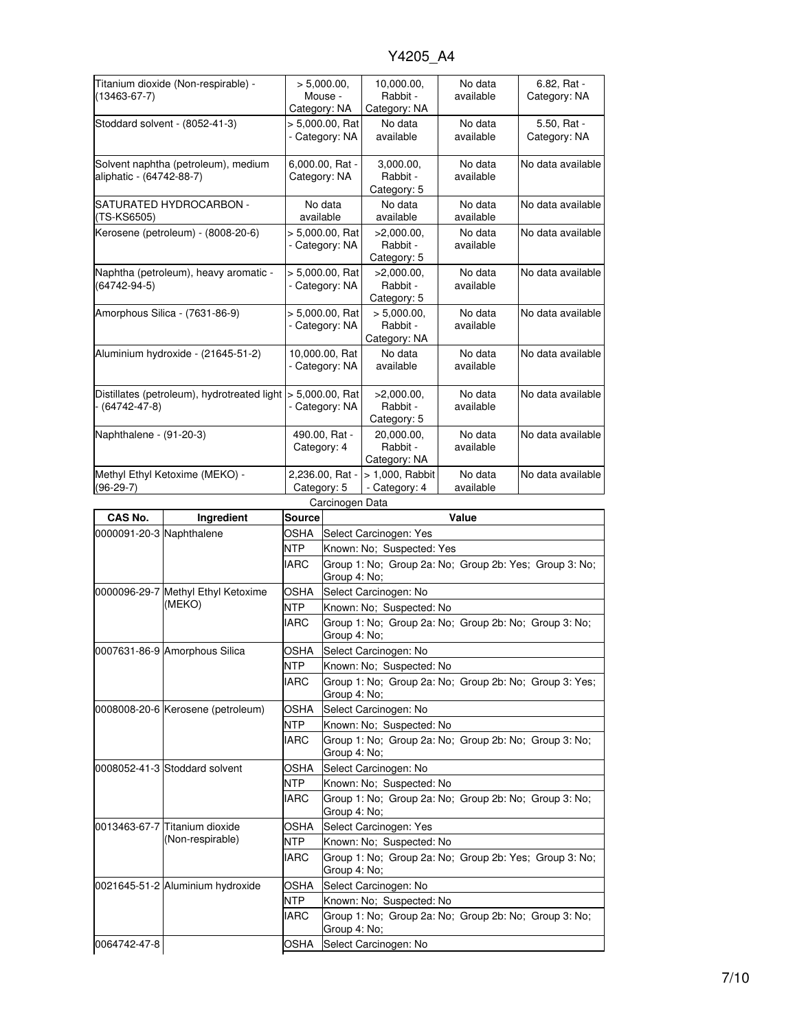| | | | | |
|---|---|---|---|---|
| Titanium dioxide (Non-respirable) - (13463-67-7) | > 5,000.00, Mouse - Category: NA | 10,000.00, Rabbit - Category: NA | No data available | 6.82, Rat - Category: NA |
| Stoddard solvent - (8052-41-3) | > 5,000.00, Rat - Category: NA | No data available | No data available | 5.50, Rat - Category: NA |
| Solvent naphtha (petroleum), medium aliphatic - (64742-88-7) | 6,000.00, Rat - Category: NA | 3,000.00, Rabbit - Category: 5 | No data available | No data available |
| SATURATED HYDROCARBON - (TS-KS6505) | No data available | No data available | No data available | No data available |
| Kerosene (petroleum) - (8008-20-6) | > 5,000.00, Rat - Category: NA | >2,000.00, Rabbit - Category: 5 | No data available | No data available |
| Naphtha (petroleum), heavy aromatic - (64742-94-5) | > 5,000.00, Rat - Category: NA | >2,000.00, Rabbit - Category: 5 | No data available | No data available |
| Amorphous Silica - (7631-86-9) | > 5,000.00, Rat - Category: NA | > 5,000.00, Rabbit - Category: NA | No data available | No data available |
| Aluminium hydroxide - (21645-51-2) | 10,000.00, Rat - Category: NA | No data available | No data available | No data available |
| Distillates (petroleum), hydrotreated light - (64742-47-8) | > 5,000.00, Rat - Category: NA | >2,000.00, Rabbit - Category: 5 | No data available | No data available |
| Naphthalene - (91-20-3) | 490.00, Rat - Category: 4 | 20,000.00, Rabbit - Category: NA | No data available | No data available |
| Methyl Ethyl Ketoxime (MEKO) - (96-29-7) | 2,236.00, Rat - Category: 5 | > 1,000, Rabbit - Category: 4 | No data available | No data available |

Carcinogen Data

| CAS No. | Ingredient | Source | Value |
|---|---|---|---|
| 0000091-20-3 | Naphthalene | OSHA | Select Carcinogen: Yes |
| | | NTP | Known: No; Suspected: Yes |
| | | IARC | Group 1: No; Group 2a: No; Group 2b: Yes; Group 3: No; Group 4: No; |
| 0000096-29-7 | Methyl Ethyl Ketoxime (MEKO) | OSHA | Select Carcinogen: No |
| | | NTP | Known: No; Suspected: No |
| | | IARC | Group 1: No; Group 2a: No; Group 2b: No; Group 3: No; Group 4: No; |
| 0007631-86-9 | Amorphous Silica | OSHA | Select Carcinogen: No |
| | | NTP | Known: No; Suspected: No |
| | | IARC | Group 1: No; Group 2a: No; Group 2b: No; Group 3: Yes; Group 4: No; |
| 0008008-20-6 | Kerosene (petroleum) | OSHA | Select Carcinogen: No |
| | | NTP | Known: No; Suspected: No |
| | | IARC | Group 1: No; Group 2a: No; Group 2b: No; Group 3: No; Group 4: No; |
| 0008052-41-3 | Stoddard solvent | OSHA | Select Carcinogen: No |
| | | NTP | Known: No; Suspected: No |
| | | IARC | Group 1: No; Group 2a: No; Group 2b: No; Group 3: No; Group 4: No; |
| 0013463-67-7 | Titanium dioxide (Non-respirable) | OSHA | Select Carcinogen: Yes |
| | | NTP | Known: No; Suspected: No |
| | | IARC | Group 1: No; Group 2a: No; Group 2b: Yes; Group 3: No; Group 4: No; |
| 0021645-51-2 | Aluminium hydroxide | OSHA | Select Carcinogen: No |
| | | NTP | Known: No; Suspected: No |
| | | IARC | Group 1: No; Group 2a: No; Group 2b: No; Group 3: No; Group 4: No; |
| 0064742-47-8 | | OSHA | Select Carcinogen: No |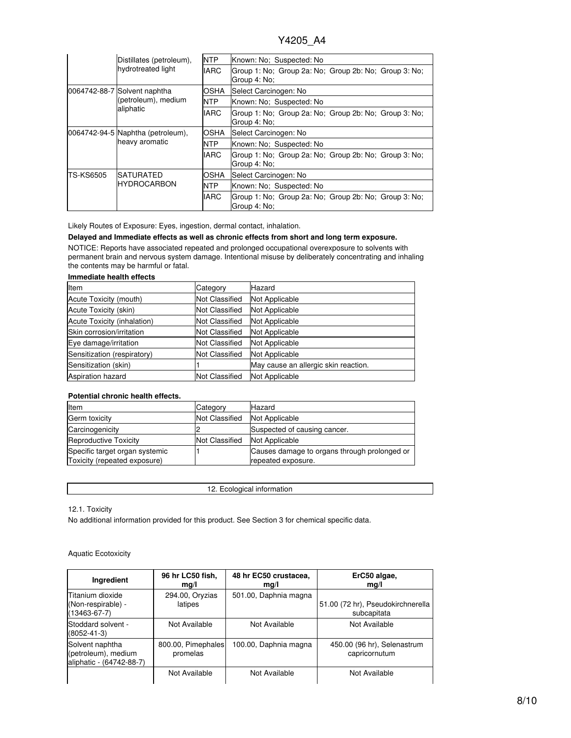| | | | |
|---|---|---|---|
| | Distillates (petroleum), hydrotreated light | NTP | Known: No; Suspected: No |
| | | IARC | Group 1: No; Group 2a: No; Group 2b: No; Group 3: No; Group 4: No; |
| 0064742-88-7 | Solvent naphtha (petroleum), medium aliphatic | OSHA | Select Carcinogen: No |
| | | NTP | Known: No; Suspected: No |
| | | IARC | Group 1: No; Group 2a: No; Group 2b: No; Group 3: No; Group 4: No; |
| 0064742-94-5 | Naphtha (petroleum), heavy aromatic | OSHA | Select Carcinogen: No |
| | | NTP | Known: No; Suspected: No |
| | | IARC | Group 1: No; Group 2a: No; Group 2b: No; Group 3: No; Group 4: No; |
| TS-KS6505 | SATURATED HYDROCARBON | OSHA | Select Carcinogen: No |
| | | NTP | Known: No; Suspected: No |
| | | IARC | Group 1: No; Group 2a: No; Group 2b: No; Group 3: No; Group 4: No; |

Likely Routes of Exposure: Eyes, ingestion, dermal contact, inhalation.

**Delayed and Immediate effects as well as chronic effects from short and long term exposure.**

NOTICE: Reports have associated repeated and prolonged occupational overexposure to solvents with permanent brain and nervous system damage. Intentional misuse by deliberately concentrating and inhaling the contents may be harmful or fatal.

**Immediate health effects**

| Item | Category | Hazard |
|---|---|---|
| Acute Toxicity (mouth) | Not Classified | Not Applicable |
| Acute Toxicity (skin) | Not Classified | Not Applicable |
| Acute Toxicity (inhalation) | Not Classified | Not Applicable |
| Skin corrosion/irritation | Not Classified | Not Applicable |
| Eye damage/irritation | Not Classified | Not Applicable |
| Sensitization (respiratory) | Not Classified | Not Applicable |
| Sensitization (skin) | 1 | May cause an allergic skin reaction. |
| Aspiration hazard | Not Classified | Not Applicable |

**Potential chronic health effects.**

| Item | Category | Hazard |
|---|---|---|
| Germ toxicity | Not Classified | Not Applicable |
| Carcinogenicity | 2 | Suspected of causing cancer. |
| Reproductive Toxicity | Not Classified | Not Applicable |
| Specific target organ systemic Toxicity (repeated exposure) | 1 | Causes damage to organs through prolonged or repeated exposure. |

## 12. Ecological information

12.1. Toxicity

No additional information provided for this product. See Section 3 for chemical specific data.

Aquatic Ecotoxicity

| Ingredient | 96 hr LC50 fish, mg/l | 48 hr EC50 crustacea, mg/l | ErC50 algae, mg/l |
|---|---|---|---|
| Titanium dioxide (Non-respirable) - (13463-67-7) | 294.00, Oryzias latipes | 501.00, Daphnia magna | 51.00 (72 hr), Pseudokirchnerella subcapitata |
| Stoddard solvent - (8052-41-3) | Not Available | Not Available | Not Available |
| Solvent naphtha (petroleum), medium aliphatic - (64742-88-7) | 800.00, Pimephales promelas | 100.00, Daphnia magna | 450.00 (96 hr), Selenastrum capricornutum |
| | Not Available | Not Available | Not Available |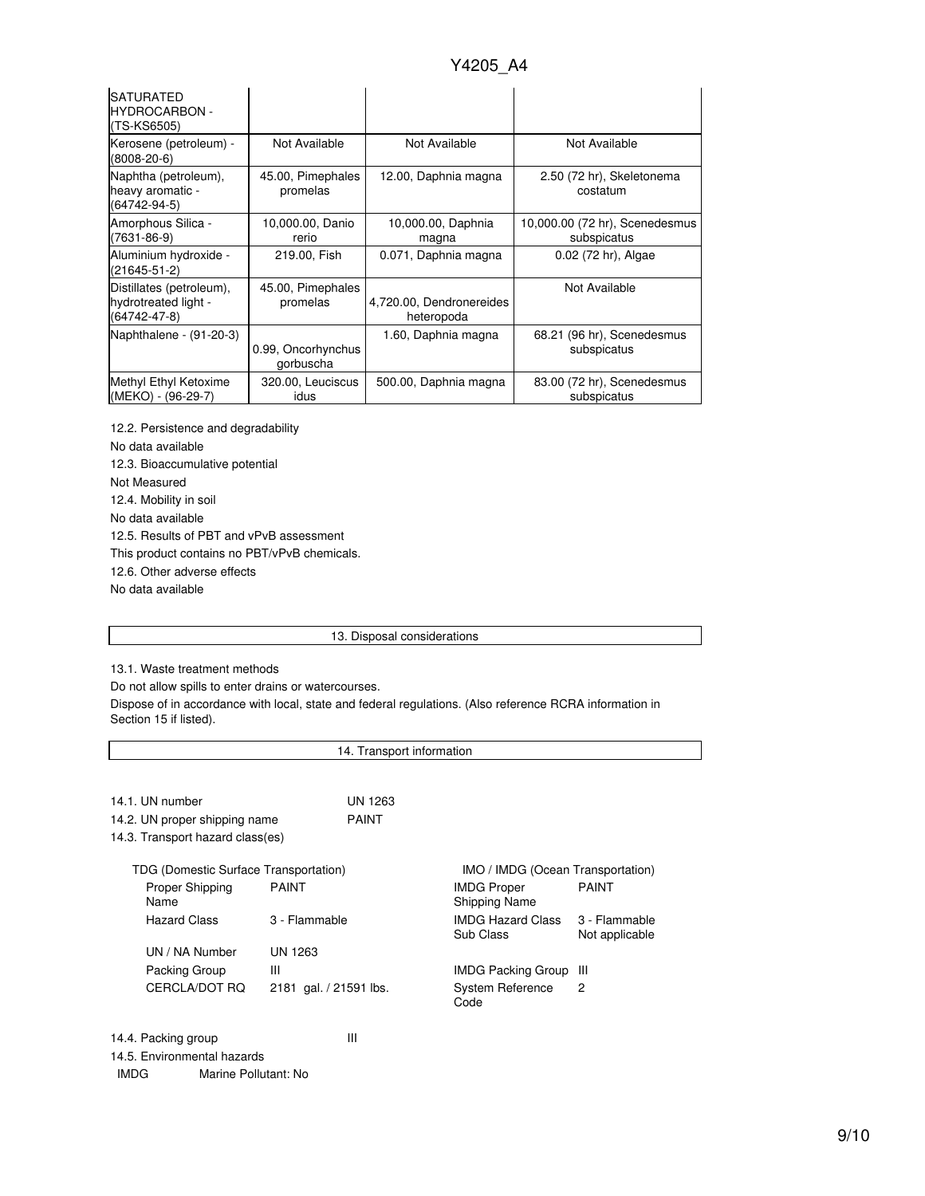| | | | |
|---|---|---|---|
| SATURATED HYDROCARBON - (TS-KS6505) | | | |
| Kerosene (petroleum) - (8008-20-6) | Not Available | Not Available | Not Available |
| Naphtha (petroleum), heavy aromatic - (64742-94-5) | 45.00, Pimephales promelas | 12.00, Daphnia magna | 2.50 (72 hr), Skeletonema costatum |
| Amorphous Silica - (7631-86-9) | 10,000.00, Danio rerio | 10,000.00, Daphnia magna | 10,000.00 (72 hr), Scenedesmus subspicatus |
| Aluminium hydroxide - (21645-51-2) | 219.00, Fish | 0.071, Daphnia magna | 0.02 (72 hr), Algae |
| Distillates (petroleum), hydrotreated light - (64742-47-8) | 45.00, Pimephales promelas | 4,720.00, Dendronereides heteropoda | Not Available |
| Naphthalene - (91-20-3) | 0.99, Oncorhynchus gorbuscha | 1.60, Daphnia magna | 68.21 (96 hr), Scenedesmus subspicatus |
| Methyl Ethyl Ketoxime (MEKO) - (96-29-7) | 320.00, Leuciscus idus | 500.00, Daphnia magna | 83.00 (72 hr), Scenedesmus subspicatus |

12.2. Persistence and degradability

No data available

12.3. Bioaccumulative potential

Not Measured

12.4. Mobility in soil

No data available

12.5. Results of PBT and vPvB assessment

This product contains no PBT/vPvB chemicals.

12.6. Other adverse effects

No data available

## 13. Disposal considerations

13.1. Waste treatment methods

Do not allow spills to enter drains or watercourses.

Dispose of in accordance with local, state and federal regulations. (Also reference RCRA information in Section 15 if listed).

## 14. Transport information

14.1. UN number: UN 1263

14.2. UN proper shipping name: PAINT

14.3. Transport hazard class(es)

**TDG (Domestic Surface Transportation)**

| | |
|---|---|
| Proper Shipping Name | PAINT |
| Hazard Class | 3 - Flammable |
| UN / NA Number | UN 1263 |
| Packing Group | III |
| CERCLA/DOT RQ | 2181 gal. / 21591 lbs. |

**IMO / IMDG (Ocean Transportation)**

| | |
|---|---|
| IMDG Proper Shipping Name | PAINT |
| IMDG Hazard Class | 3 - Flammable |
| Sub Class | Not applicable |
| IMDG Packing Group | III |
| System Reference Code | 2 |

14.4. Packing group: III

14.5. Environmental hazards

IMDG Marine Pollutant: No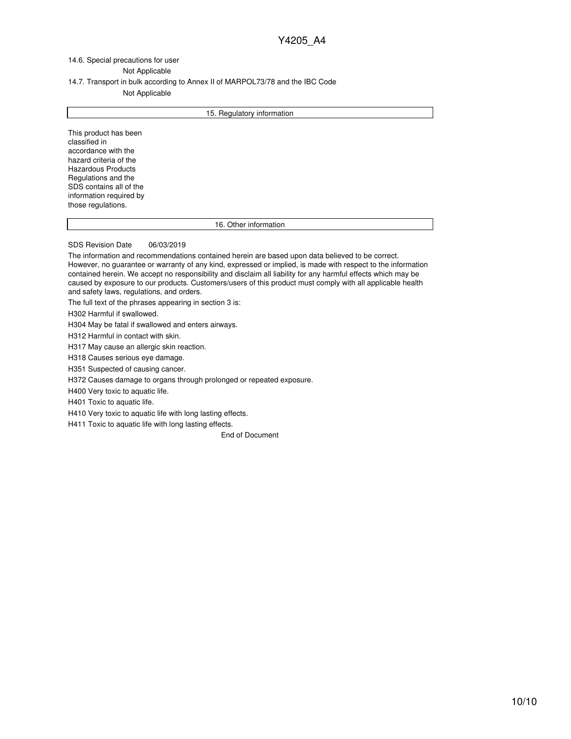14.6. Special precautions for user

Not Applicable

14.7. Transport in bulk according to Annex II of MARPOL73/78 and the IBC Code

Not Applicable

## 15. Regulatory information

This product has been classified in accordance with the hazard criteria of the Hazardous Products Regulations and the SDS contains all of the information required by those regulations.

## 16. Other information

SDS Revision Date 06/03/2019

The information and recommendations contained herein are based upon data believed to be correct. However, no guarantee or warranty of any kind, expressed or implied, is made with respect to the information contained herein. We accept no responsibility and disclaim all liability for any harmful effects which may be caused by exposure to our products. Customers/users of this product must comply with all applicable health and safety laws, regulations, and orders.

The full text of the phrases appearing in section 3 is:

H302 Harmful if swallowed.

H304 May be fatal if swallowed and enters airways.

H312 Harmful in contact with skin.

H317 May cause an allergic skin reaction.

H318 Causes serious eye damage.

H351 Suspected of causing cancer.

H372 Causes damage to organs through prolonged or repeated exposure.

H400 Very toxic to aquatic life.

H401 Toxic to aquatic life.

H410 Very toxic to aquatic life with long lasting effects.

H411 Toxic to aquatic life with long lasting effects.

End of Document